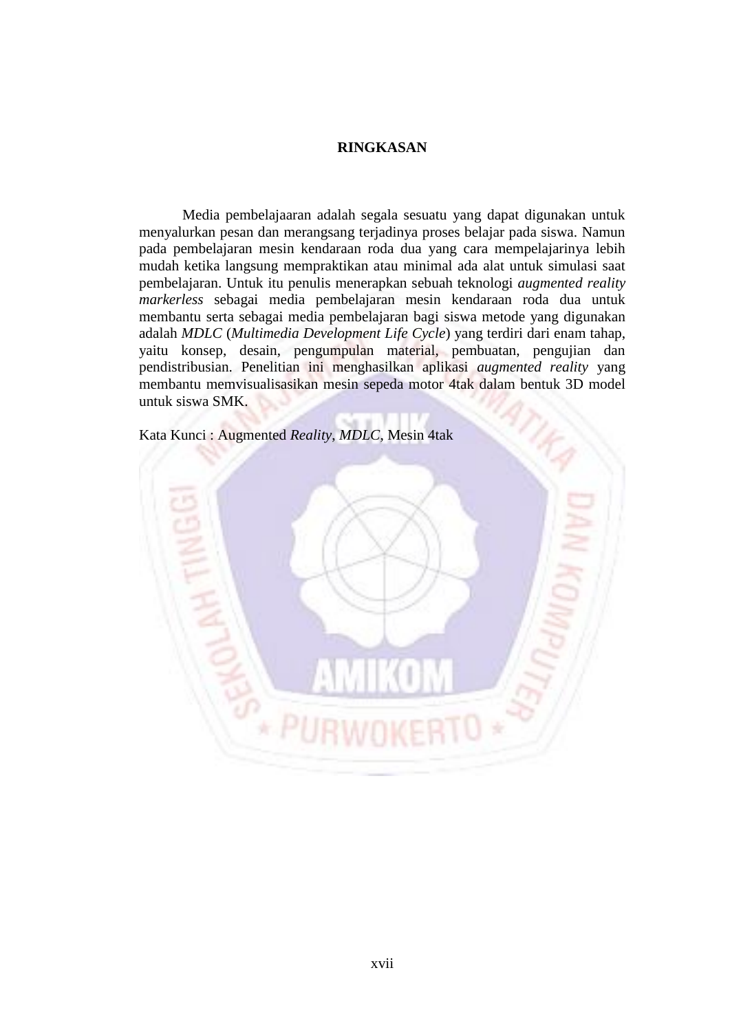# RINGKASAN

Media pembelajaaran adalah segala sesuatu yang dapat digunakan untuk menyalurkan pesan dan merangsang terjadinya proses belajar pada siswa. Namun pada pembelajaran mesin kendaraan roda dua yang cara mempelajarinya lebih mudah ketika langsung mempraktikan atau minimal ada alat untuk simulasi saat pembelajaran. Untuk itu penulis menerapkan sebuah teknologi *augmented reality markerless* sebagai media pembelajaran mesin kendaraan roda dua untuk membantu serta sebagai media pembelajaran bagi siswa metode yang digunakan adalah *MDLC* (*Multimedia Development Life Cycle*) yang terdiri dari enam tahap, yaitu konsep, desain, pengumpulan material, pembuatan, pengujian dan pendistribusian. Penelitian ini menghasilkan aplikasi *augmented reality* yang membantu memvisualisasikan mesin sepeda motor 4tak dalam bentuk 3D model untuk siswa SMK.

Kata Kunci : Augmented *Reality*, *MDLC*, Mesin 4tak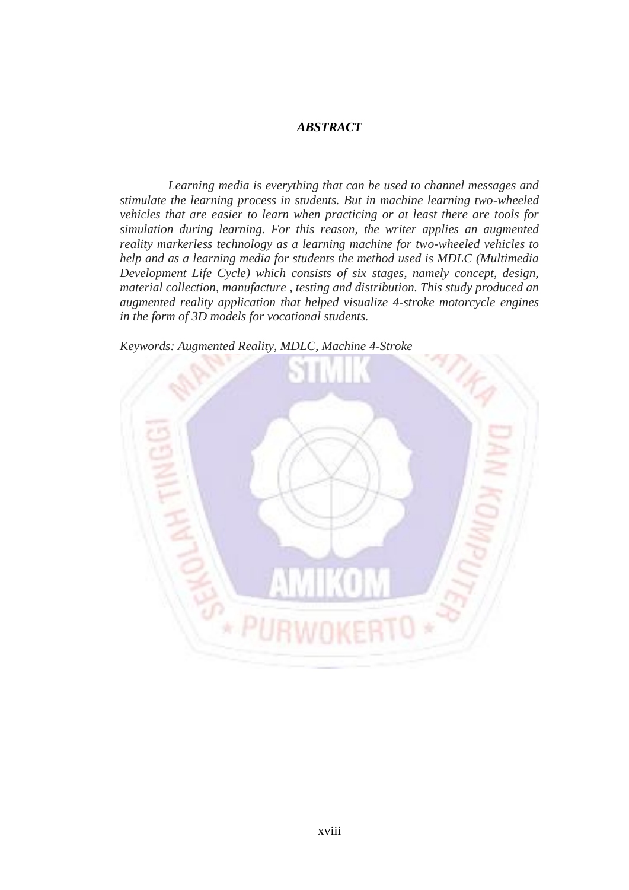## *ABSTRACT*

*Learning media is everything that can be used to channel messages and stimulate the learning process in students. But in machine learning two-wheeled vehicles that are easier to learn when practicing or at least there are tools for simulation during learning. For this reason, the writer applies an augmented reality markerless technology as a learning machine for two-wheeled vehicles to help and as a learning media for students the method used is MDLC (Multimedia Development Life Cycle) which consists of six stages, namely concept, design, material collection, manufacture , testing and distribution. This study produced an augmented reality application that helped visualize 4-stroke motorcycle engines in the form of 3D models for vocational students.*

*Keywords: Augmented Reality, MDLC, Machine 4-Stroke*